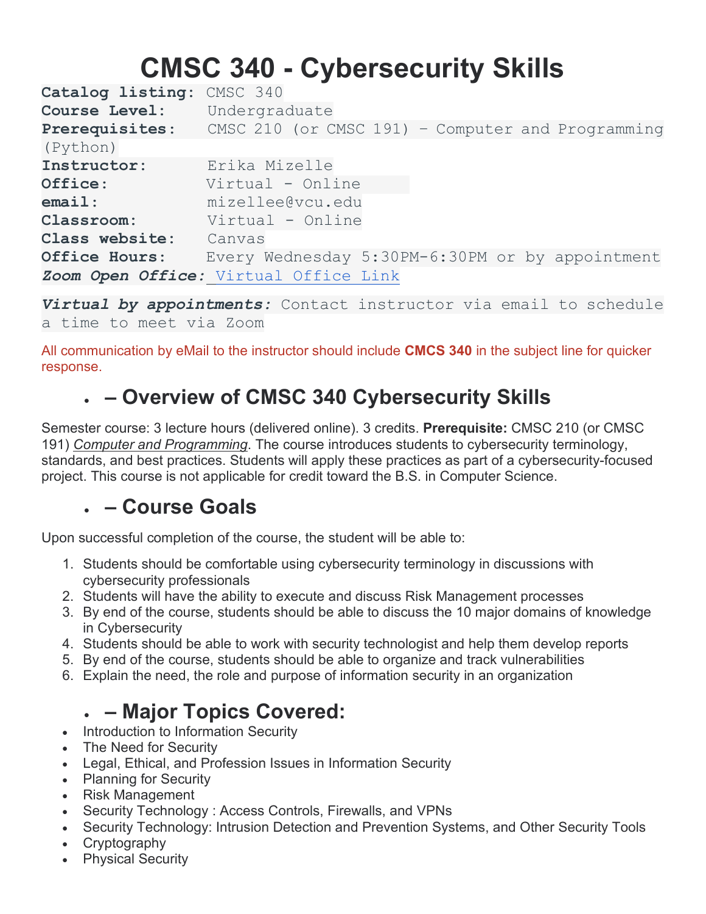# CMSC 340 - Cybersecurity Skills

**Catalog listing:** CMSC 340
**Course Level:** Undergraduate
**Prerequisites:** CMSC 210 (or CMSC 191) – Computer and Programming (Python)
**Instructor:** Erika Mizelle
**Office:** Virtual - Online
**email:** mizellee@vcu.edu
**Classroom:** Virtual - Online
**Class website:** Canvas
**Office Hours:** Every Wednesday 5:30PM-6:30PM or by appointment
***Zoom Open Office:*** Virtual Office Link

***Virtual by appointments:*** Contact instructor via email to schedule a time to meet via Zoom

All communication by eMail to the instructor should include **CMCS 340** in the subject line for quicker response.

## – Overview of CMSC 340 Cybersecurity Skills

Semester course: 3 lecture hours (delivered online). 3 credits. **Prerequisite:** CMSC 210 (or CMSC 191) *Computer and Programming*. The course introduces students to cybersecurity terminology, standards, and best practices. Students will apply these practices as part of a cybersecurity-focused project. This course is not applicable for credit toward the B.S. in Computer Science.

## – Course Goals

Upon successful completion of the course, the student will be able to:

1. Students should be comfortable using cybersecurity terminology in discussions with cybersecurity professionals
2. Students will have the ability to execute and discuss Risk Management processes
3. By end of the course, students should be able to discuss the 10 major domains of knowledge in Cybersecurity
4. Students should be able to work with security technologist and help them develop reports
5. By end of the course, students should be able to organize and track vulnerabilities
6. Explain the need, the role and purpose of information security in an organization

## – Major Topics Covered:

- Introduction to Information Security
- The Need for Security
- Legal, Ethical, and Profession Issues in Information Security
- Planning for Security
- Risk Management
- Security Technology : Access Controls, Firewalls, and VPNs
- Security Technology: Intrusion Detection and Prevention Systems, and Other Security Tools
- Cryptography
- Physical Security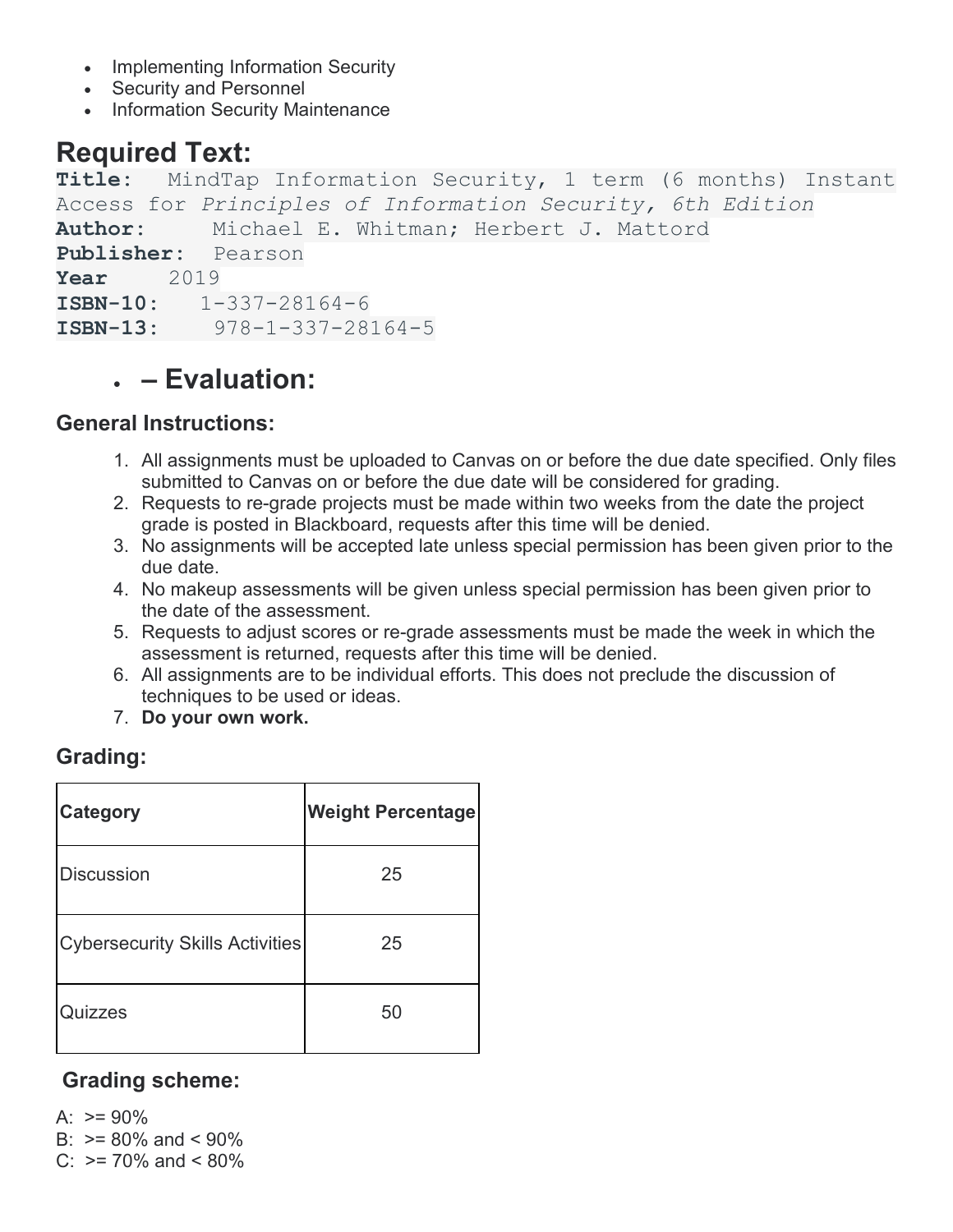- Implementing Information Security
- Security and Personnel
- Information Security Maintenance

## Required Text:

**Title:** MindTap Information Security, 1 term (6 months) Instant Access for *Principles of Information Security, 6th Edition*
**Author:** Michael E. Whitman; Herbert J. Mattord
**Publisher:** Pearson
**Year** 2019
**ISBN-10:** 1-337-28164-6
**ISBN-13:** 978-1-337-28164-5

- ## – Evaluation:

### General Instructions:

1. All assignments must be uploaded to Canvas on or before the due date specified. Only files submitted to Canvas on or before the due date will be considered for grading.
2. Requests to re-grade projects must be made within two weeks from the date the project grade is posted in Blackboard, requests after this time will be denied.
3. No assignments will be accepted late unless special permission has been given prior to the due date.
4. No makeup assessments will be given unless special permission has been given prior to the date of the assessment.
5. Requests to adjust scores or re-grade assessments must be made the week in which the assessment is returned, requests after this time will be denied.
6. All assignments are to be individual efforts. This does not preclude the discussion of techniques to be used or ideas.
7. **Do your own work.**

### Grading:

| Category | Weight Percentage |
|---|---|
| Discussion | 25 |
| Cybersecurity Skills Activities | 25 |
| Quizzes | 50 |

### Grading scheme:

A: >= 90%
B: >= 80% and < 90%
C: >= 70% and < 80%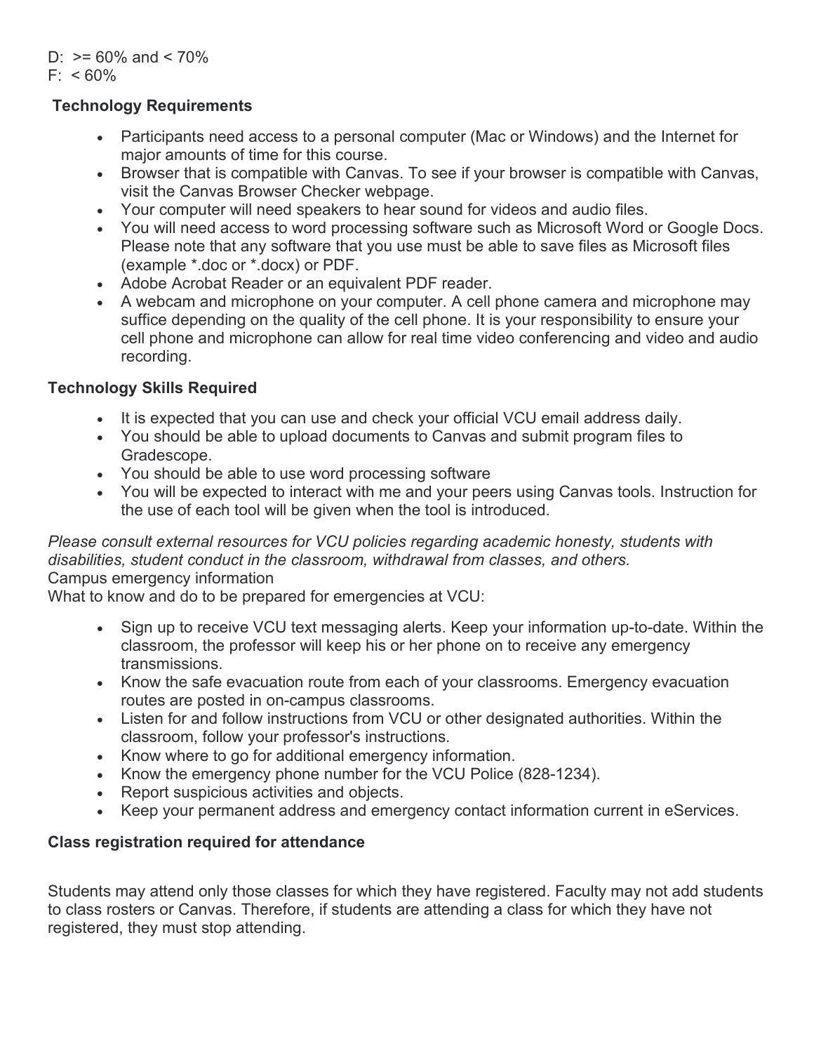D:  >= 60% and < 70%
F:  < 60%

### Technology Requirements

- Participants need access to a personal computer (Mac or Windows) and the Internet for major amounts of time for this course.
- Browser that is compatible with Canvas. To see if your browser is compatible with Canvas, visit the Canvas Browser Checker webpage.
- Your computer will need speakers to hear sound for videos and audio files.
- You will need access to word processing software such as Microsoft Word or Google Docs. Please note that any software that you use must be able to save files as Microsoft files (example *.doc or *.docx) or PDF.
- Adobe Acrobat Reader or an equivalent PDF reader.
- A webcam and microphone on your computer. A cell phone camera and microphone may suffice depending on the quality of the cell phone. It is your responsibility to ensure your cell phone and microphone can allow for real time video conferencing and video and audio recording.

### Technology Skills Required

- It is expected that you can use and check your official VCU email address daily.
- You should be able to upload documents to Canvas and submit program files to Gradescope.
- You should be able to use word processing software
- You will be expected to interact with me and your peers using Canvas tools. Instruction for the use of each tool will be given when the tool is introduced.

*Please consult external resources for VCU policies regarding academic honesty, students with disabilities, student conduct in the classroom, withdrawal from classes, and others.*

Campus emergency information

What to know and do to be prepared for emergencies at VCU:

- Sign up to receive VCU text messaging alerts. Keep your information up-to-date. Within the classroom, the professor will keep his or her phone on to receive any emergency transmissions.
- Know the safe evacuation route from each of your classrooms. Emergency evacuation routes are posted in on-campus classrooms.
- Listen for and follow instructions from VCU or other designated authorities. Within the classroom, follow your professor's instructions.
- Know where to go for additional emergency information.
- Know the emergency phone number for the VCU Police (828-1234).
- Report suspicious activities and objects.
- Keep your permanent address and emergency contact information current in eServices.

### Class registration required for attendance

Students may attend only those classes for which they have registered. Faculty may not add students to class rosters or Canvas. Therefore, if students are attending a class for which they have not registered, they must stop attending.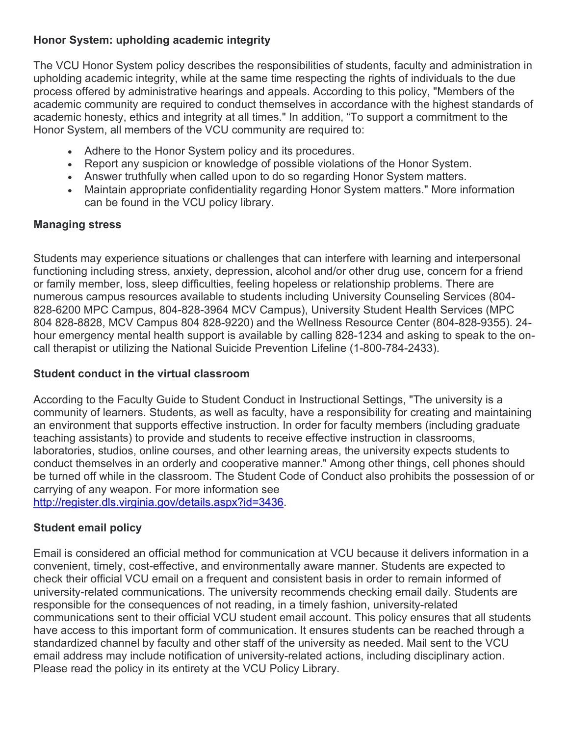**Honor System: upholding academic integrity**

The VCU Honor System policy describes the responsibilities of students, faculty and administration in upholding academic integrity, while at the same time respecting the rights of individuals to the due process offered by administrative hearings and appeals. According to this policy, "Members of the academic community are required to conduct themselves in accordance with the highest standards of academic honesty, ethics and integrity at all times." In addition, “To support a commitment to the Honor System, all members of the VCU community are required to:

- Adhere to the Honor System policy and its procedures.
- Report any suspicion or knowledge of possible violations of the Honor System.
- Answer truthfully when called upon to do so regarding Honor System matters.
- Maintain appropriate confidentiality regarding Honor System matters." More information can be found in the VCU policy library.

**Managing stress**

Students may experience situations or challenges that can interfere with learning and interpersonal functioning including stress, anxiety, depression, alcohol and/or other drug use, concern for a friend or family member, loss, sleep difficulties, feeling hopeless or relationship problems. There are numerous campus resources available to students including University Counseling Services (804-828-6200 MPC Campus, 804-828-3964 MCV Campus), University Student Health Services (MPC 804 828-8828, MCV Campus 804 828-9220) and the Wellness Resource Center (804-828-9355). 24-hour emergency mental health support is available by calling 828-1234 and asking to speak to the on-call therapist or utilizing the National Suicide Prevention Lifeline (1-800-784-2433).

**Student conduct in the virtual classroom**

According to the Faculty Guide to Student Conduct in Instructional Settings, "The university is a community of learners. Students, as well as faculty, have a responsibility for creating and maintaining an environment that supports effective instruction. In order for faculty members (including graduate teaching assistants) to provide and students to receive effective instruction in classrooms, laboratories, studios, online courses, and other learning areas, the university expects students to conduct themselves in an orderly and cooperative manner." Among other things, cell phones should be turned off while in the classroom. The Student Code of Conduct also prohibits the possession of or carrying of any weapon. For more information see http://register.dls.virginia.gov/details.aspx?id=3436.

**Student email policy**

Email is considered an official method for communication at VCU because it delivers information in a convenient, timely, cost-effective, and environmentally aware manner. Students are expected to check their official VCU email on a frequent and consistent basis in order to remain informed of university-related communications. The university recommends checking email daily. Students are responsible for the consequences of not reading, in a timely fashion, university-related communications sent to their official VCU student email account. This policy ensures that all students have access to this important form of communication. It ensures students can be reached through a standardized channel by faculty and other staff of the university as needed. Mail sent to the VCU email address may include notification of university-related actions, including disciplinary action. Please read the policy in its entirety at the VCU Policy Library.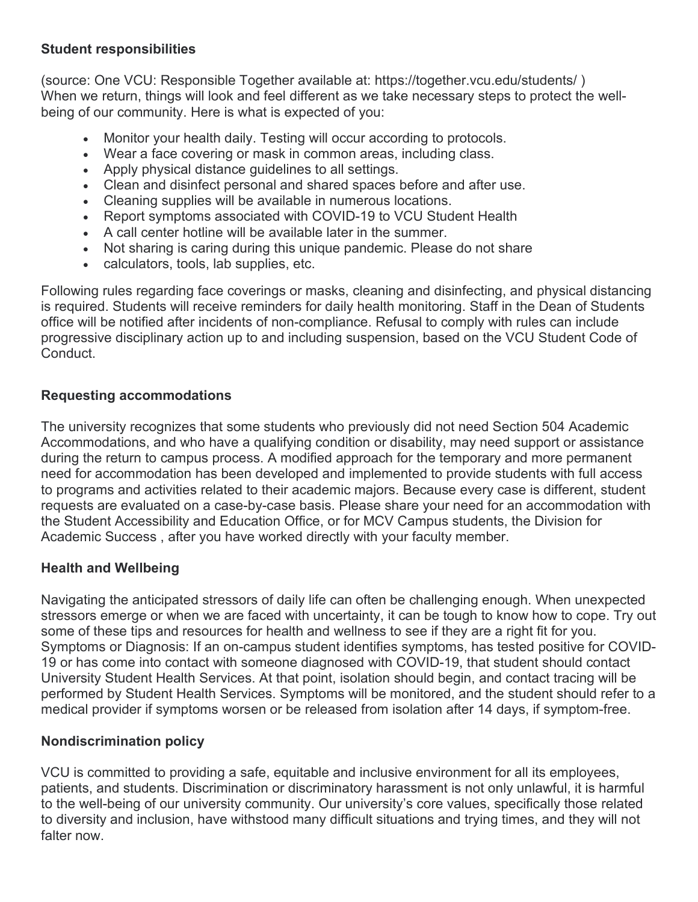**Student responsibilities**

(source: One VCU: Responsible Together available at: https://together.vcu.edu/students/ )
When we return, things will look and feel different as we take necessary steps to protect the well-being of our community. Here is what is expected of you:

- Monitor your health daily. Testing will occur according to protocols.
- Wear a face covering or mask in common areas, including class.
- Apply physical distance guidelines to all settings.
- Clean and disinfect personal and shared spaces before and after use.
- Cleaning supplies will be available in numerous locations.
- Report symptoms associated with COVID-19 to VCU Student Health
- A call center hotline will be available later in the summer.
- Not sharing is caring during this unique pandemic. Please do not share
- calculators, tools, lab supplies, etc.

Following rules regarding face coverings or masks, cleaning and disinfecting, and physical distancing is required. Students will receive reminders for daily health monitoring. Staff in the Dean of Students office will be notified after incidents of non-compliance. Refusal to comply with rules can include progressive disciplinary action up to and including suspension, based on the VCU Student Code of Conduct.

**Requesting accommodations**

The university recognizes that some students who previously did not need Section 504 Academic Accommodations, and who have a qualifying condition or disability, may need support or assistance during the return to campus process. A modified approach for the temporary and more permanent need for accommodation has been developed and implemented to provide students with full access to programs and activities related to their academic majors. Because every case is different, student requests are evaluated on a case-by-case basis. Please share your need for an accommodation with the Student Accessibility and Education Office, or for MCV Campus students, the Division for Academic Success , after you have worked directly with your faculty member.

**Health and Wellbeing**

Navigating the anticipated stressors of daily life can often be challenging enough. When unexpected stressors emerge or when we are faced with uncertainty, it can be tough to know how to cope. Try out some of these tips and resources for health and wellness to see if they are a right fit for you.
Symptoms or Diagnosis: If an on-campus student identifies symptoms, has tested positive for COVID-19 or has come into contact with someone diagnosed with COVID-19, that student should contact University Student Health Services. At that point, isolation should begin, and contact tracing will be performed by Student Health Services. Symptoms will be monitored, and the student should refer to a medical provider if symptoms worsen or be released from isolation after 14 days, if symptom-free.

**Nondiscrimination policy**

VCU is committed to providing a safe, equitable and inclusive environment for all its employees, patients, and students. Discrimination or discriminatory harassment is not only unlawful, it is harmful to the well-being of our university community. Our university's core values, specifically those related to diversity and inclusion, have withstood many difficult situations and trying times, and they will not falter now.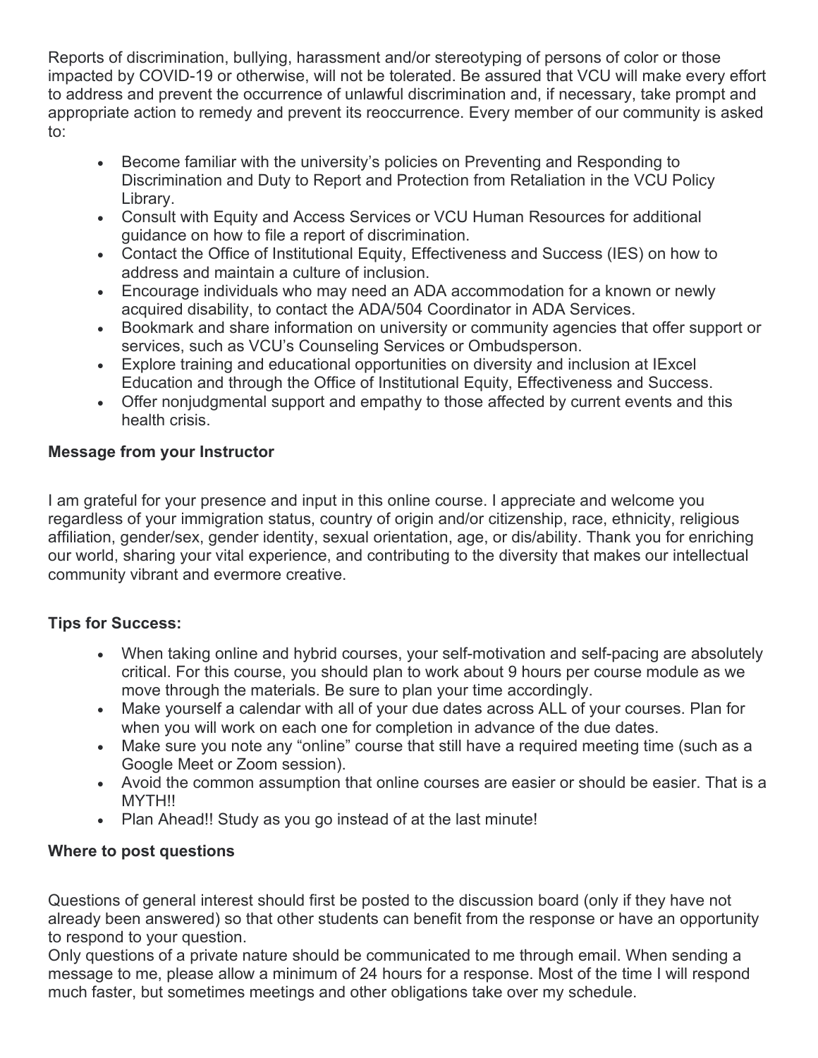Reports of discrimination, bullying, harassment and/or stereotyping of persons of color or those impacted by COVID-19 or otherwise, will not be tolerated. Be assured that VCU will make every effort to address and prevent the occurrence of unlawful discrimination and, if necessary, take prompt and appropriate action to remedy and prevent its reoccurrence. Every member of our community is asked to:

- Become familiar with the university's policies on Preventing and Responding to Discrimination and Duty to Report and Protection from Retaliation in the VCU Policy Library.
- Consult with Equity and Access Services or VCU Human Resources for additional guidance on how to file a report of discrimination.
- Contact the Office of Institutional Equity, Effectiveness and Success (IES) on how to address and maintain a culture of inclusion.
- Encourage individuals who may need an ADA accommodation for a known or newly acquired disability, to contact the ADA/504 Coordinator in ADA Services.
- Bookmark and share information on university or community agencies that offer support or services, such as VCU's Counseling Services or Ombudsperson.
- Explore training and educational opportunities on diversity and inclusion at IExcel Education and through the Office of Institutional Equity, Effectiveness and Success.
- Offer nonjudgmental support and empathy to those affected by current events and this health crisis.

**Message from your Instructor**

I am grateful for your presence and input in this online course. I appreciate and welcome you regardless of your immigration status, country of origin and/or citizenship, race, ethnicity, religious affiliation, gender/sex, gender identity, sexual orientation, age, or dis/ability. Thank you for enriching our world, sharing your vital experience, and contributing to the diversity that makes our intellectual community vibrant and evermore creative.

**Tips for Success:**

- When taking online and hybrid courses, your self-motivation and self-pacing are absolutely critical. For this course, you should plan to work about 9 hours per course module as we move through the materials. Be sure to plan your time accordingly.
- Make yourself a calendar with all of your due dates across ALL of your courses. Plan for when you will work on each one for completion in advance of the due dates.
- Make sure you note any "online" course that still have a required meeting time (such as a Google Meet or Zoom session).
- Avoid the common assumption that online courses are easier or should be easier. That is a MYTH!!
- Plan Ahead!! Study as you go instead of at the last minute!

**Where to post questions**

Questions of general interest should first be posted to the discussion board (only if they have not already been answered) so that other students can benefit from the response or have an opportunity to respond to your question.
Only questions of a private nature should be communicated to me through email. When sending a message to me, please allow a minimum of 24 hours for a response. Most of the time I will respond much faster, but sometimes meetings and other obligations take over my schedule.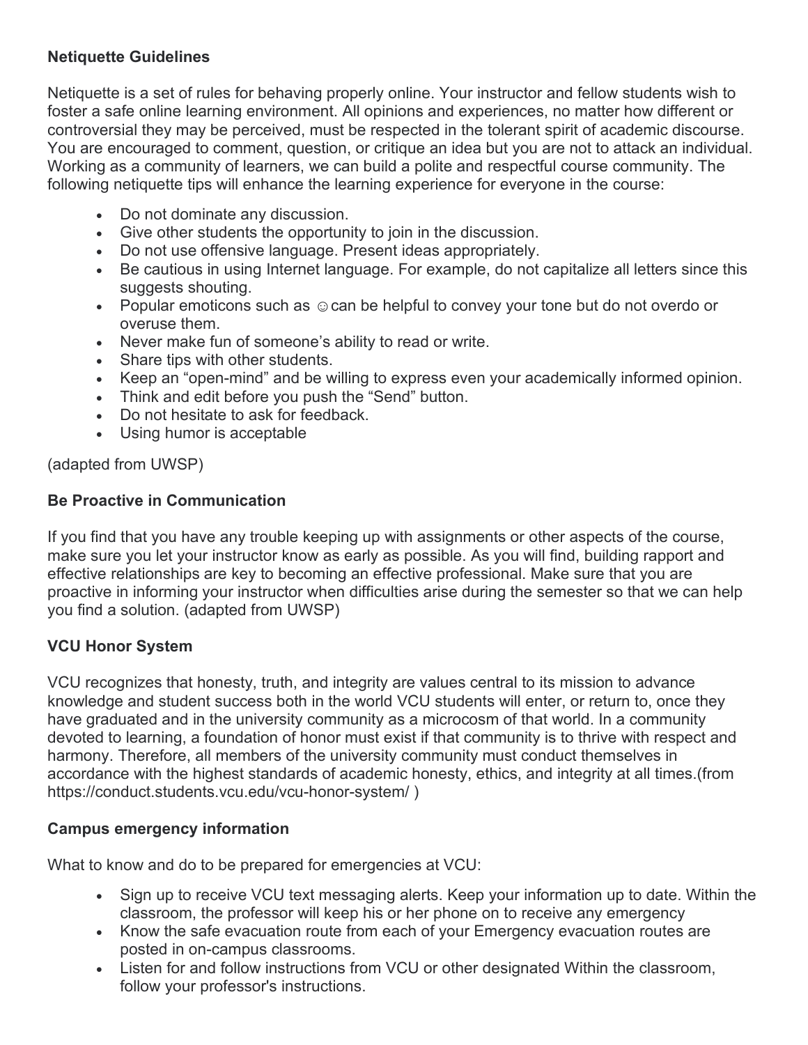**Netiquette Guidelines**

Netiquette is a set of rules for behaving properly online. Your instructor and fellow students wish to foster a safe online learning environment. All opinions and experiences, no matter how different or controversial they may be perceived, must be respected in the tolerant spirit of academic discourse. You are encouraged to comment, question, or critique an idea but you are not to attack an individual. Working as a community of learners, we can build a polite and respectful course community. The following netiquette tips will enhance the learning experience for everyone in the course:

- Do not dominate any discussion.
- Give other students the opportunity to join in the discussion.
- Do not use offensive language. Present ideas appropriately.
- Be cautious in using Internet language. For example, do not capitalize all letters since this suggests shouting.
- Popular emoticons such as ☺ can be helpful to convey your tone but do not overdo or overuse them.
- Never make fun of someone's ability to read or write.
- Share tips with other students.
- Keep an "open-mind" and be willing to express even your academically informed opinion.
- Think and edit before you push the "Send" button.
- Do not hesitate to ask for feedback.
- Using humor is acceptable

(adapted from UWSP)

**Be Proactive in Communication**

If you find that you have any trouble keeping up with assignments or other aspects of the course, make sure you let your instructor know as early as possible. As you will find, building rapport and effective relationships are key to becoming an effective professional. Make sure that you are proactive in informing your instructor when difficulties arise during the semester so that we can help you find a solution. (adapted from UWSP)

**VCU Honor System**

VCU recognizes that honesty, truth, and integrity are values central to its mission to advance knowledge and student success both in the world VCU students will enter, or return to, once they have graduated and in the university community as a microcosm of that world. In a community devoted to learning, a foundation of honor must exist if that community is to thrive with respect and harmony. Therefore, all members of the university community must conduct themselves in accordance with the highest standards of academic honesty, ethics, and integrity at all times.(from https://conduct.students.vcu.edu/vcu-honor-system/ )

**Campus emergency information**

What to know and do to be prepared for emergencies at VCU:

- Sign up to receive VCU text messaging alerts. Keep your information up to date. Within the classroom, the professor will keep his or her phone on to receive any emergency
- Know the safe evacuation route from each of your Emergency evacuation routes are posted in on-campus classrooms.
- Listen for and follow instructions from VCU or other designated Within the classroom, follow your professor's instructions.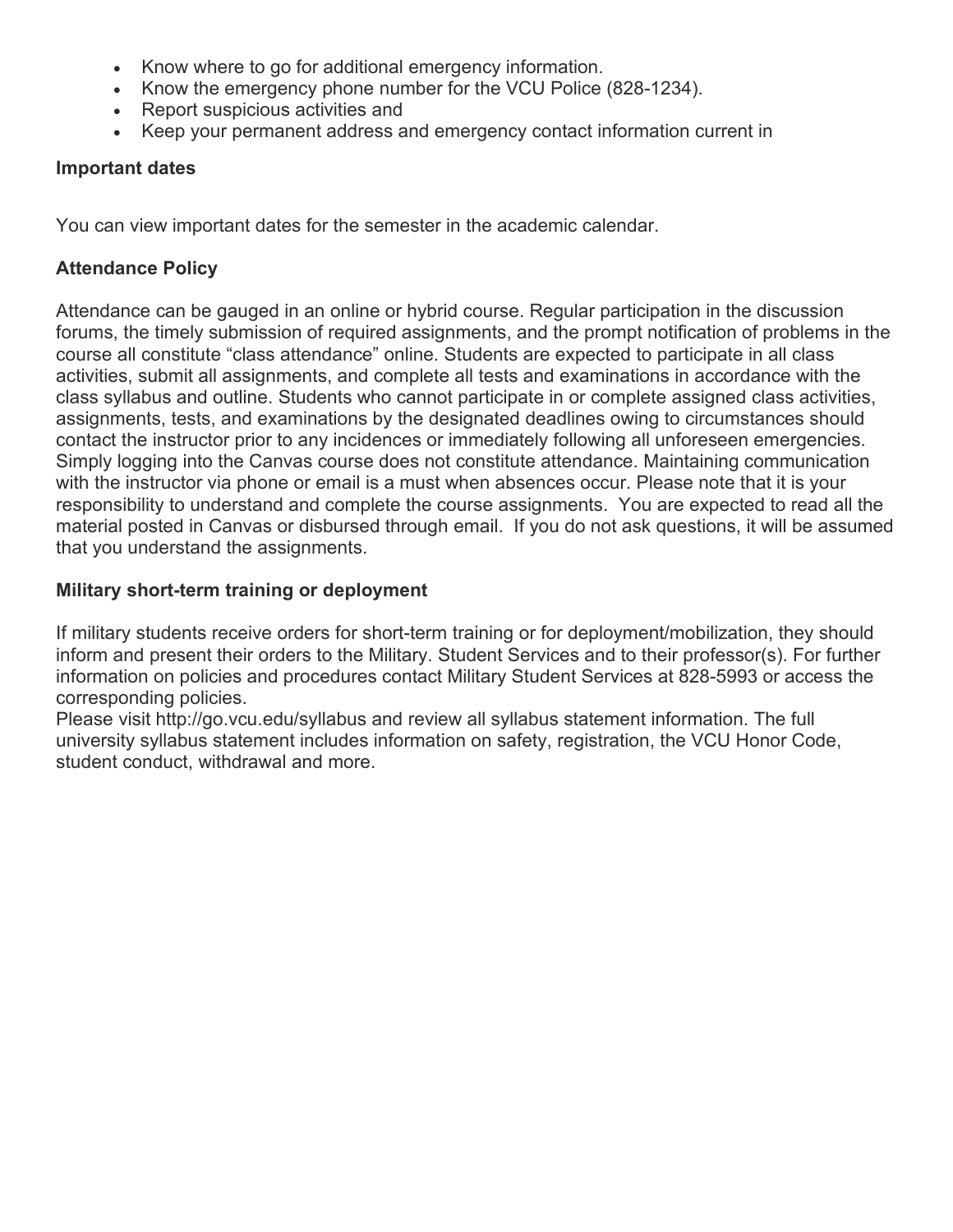- Know where to go for additional emergency information.
- Know the emergency phone number for the VCU Police (828-1234).
- Report suspicious activities and
- Keep your permanent address and emergency contact information current in

**Important dates**

You can view important dates for the semester in the academic calendar.

**Attendance Policy**

Attendance can be gauged in an online or hybrid course. Regular participation in the discussion forums, the timely submission of required assignments, and the prompt notification of problems in the course all constitute "class attendance" online. Students are expected to participate in all class activities, submit all assignments, and complete all tests and examinations in accordance with the class syllabus and outline. Students who cannot participate in or complete assigned class activities, assignments, tests, and examinations by the designated deadlines owing to circumstances should contact the instructor prior to any incidences or immediately following all unforeseen emergencies. Simply logging into the Canvas course does not constitute attendance. Maintaining communication with the instructor via phone or email is a must when absences occur. Please note that it is your responsibility to understand and complete the course assignments. You are expected to read all the material posted in Canvas or disbursed through email. If you do not ask questions, it will be assumed that you understand the assignments.

**Military short-term training or deployment**

If military students receive orders for short-term training or for deployment/mobilization, they should inform and present their orders to the Military. Student Services and to their professor(s). For further information on policies and procedures contact Military Student Services at 828-5993 or access the corresponding policies.

Please visit http://go.vcu.edu/syllabus and review all syllabus statement information. The full university syllabus statement includes information on safety, registration, the VCU Honor Code, student conduct, withdrawal and more.